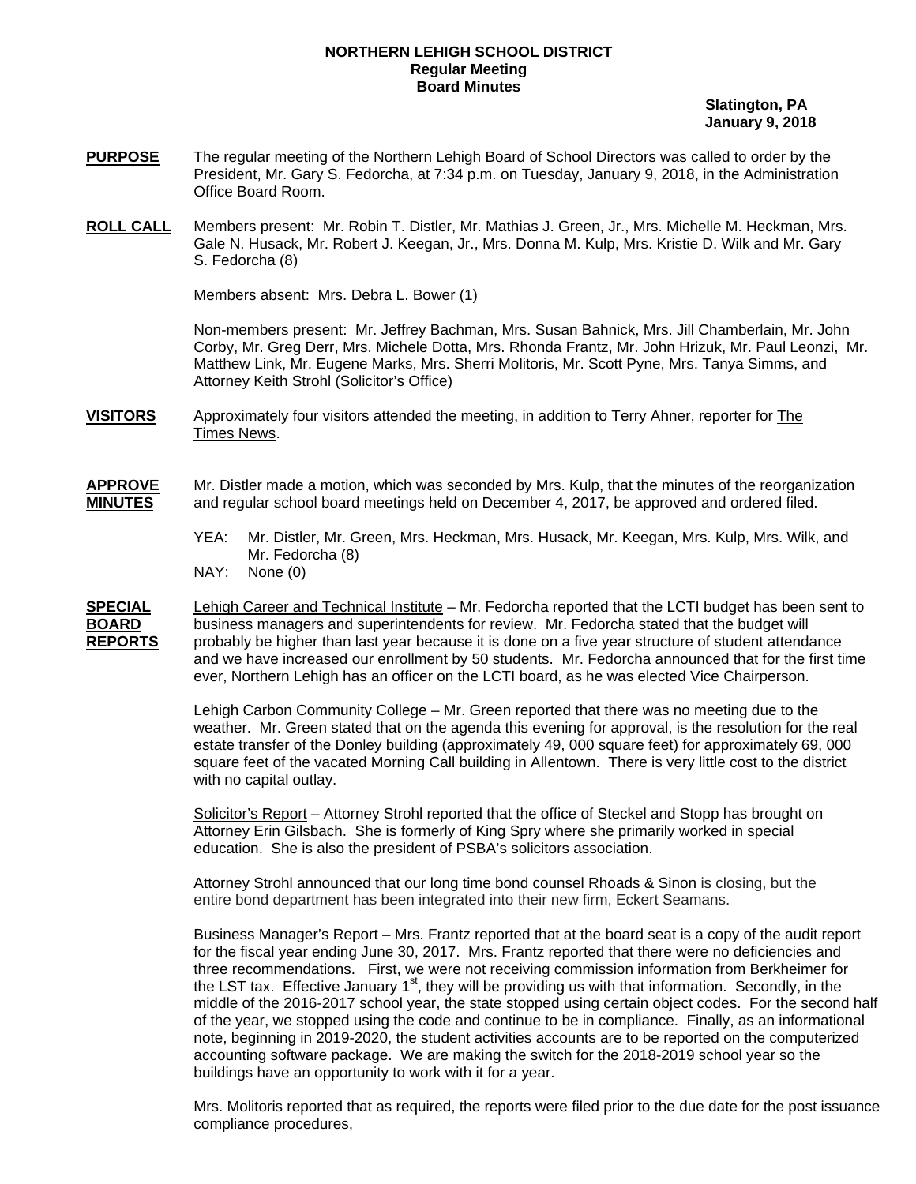**NORTHERN LEHIGH SCHOOL DISTRICT**
**Regular Meeting**
**Board Minutes**

**Slatington, PA**
**January 9, 2018**

**PURPOSE** The regular meeting of the Northern Lehigh Board of School Directors was called to order by the President, Mr. Gary S. Fedorcha, at 7:34 p.m. on Tuesday, January 9, 2018, in the Administration Office Board Room.

**ROLL CALL** Members present: Mr. Robin T. Distler, Mr. Mathias J. Green, Jr., Mrs. Michelle M. Heckman, Mrs. Gale N. Husack, Mr. Robert J. Keegan, Jr., Mrs. Donna M. Kulp, Mrs. Kristie D. Wilk and Mr. Gary S. Fedorcha (8)

Members absent: Mrs. Debra L. Bower (1)

Non-members present: Mr. Jeffrey Bachman, Mrs. Susan Bahnick, Mrs. Jill Chamberlain, Mr. John Corby, Mr. Greg Derr, Mrs. Michele Dotta, Mrs. Rhonda Frantz, Mr. John Hrizuk, Mr. Paul Leonzi, Mr. Matthew Link, Mr. Eugene Marks, Mrs. Sherri Molitoris, Mr. Scott Pyne, Mrs. Tanya Simms, and Attorney Keith Strohl (Solicitor's Office)

**VISITORS** Approximately four visitors attended the meeting, in addition to Terry Ahner, reporter for The Times News.

**APPROVE MINUTES** Mr. Distler made a motion, which was seconded by Mrs. Kulp, that the minutes of the reorganization and regular school board meetings held on December 4, 2017, be approved and ordered filed.

YEA: Mr. Distler, Mr. Green, Mrs. Heckman, Mrs. Husack, Mr. Keegan, Mrs. Kulp, Mrs. Wilk, and Mr. Fedorcha (8)
NAY: None (0)

**SPECIAL BOARD REPORTS** Lehigh Career and Technical Institute – Mr. Fedorcha reported that the LCTI budget has been sent to business managers and superintendents for review. Mr. Fedorcha stated that the budget will probably be higher than last year because it is done on a five year structure of student attendance and we have increased our enrollment by 50 students. Mr. Fedorcha announced that for the first time ever, Northern Lehigh has an officer on the LCTI board, as he was elected Vice Chairperson.

Lehigh Carbon Community College – Mr. Green reported that there was no meeting due to the weather. Mr. Green stated that on the agenda this evening for approval, is the resolution for the real estate transfer of the Donley building (approximately 49, 000 square feet) for approximately 69, 000 square feet of the vacated Morning Call building in Allentown. There is very little cost to the district with no capital outlay.

Solicitor's Report – Attorney Strohl reported that the office of Steckel and Stopp has brought on Attorney Erin Gilsbach. She is formerly of King Spry where she primarily worked in special education. She is also the president of PSBA's solicitors association.

Attorney Strohl announced that our long time bond counsel Rhoads & Sinon is closing, but the entire bond department has been integrated into their new firm, Eckert Seamans.

Business Manager's Report – Mrs. Frantz reported that at the board seat is a copy of the audit report for the fiscal year ending June 30, 2017. Mrs. Frantz reported that there were no deficiencies and three recommendations. First, we were not receiving commission information from Berkheimer for the LST tax. Effective January 1st, they will be providing us with that information. Secondly, in the middle of the 2016-2017 school year, the state stopped using certain object codes. For the second half of the year, we stopped using the code and continue to be in compliance. Finally, as an informational note, beginning in 2019-2020, the student activities accounts are to be reported on the computerized accounting software package. We are making the switch for the 2018-2019 school year so the buildings have an opportunity to work with it for a year.

Mrs. Molitoris reported that as required, the reports were filed prior to the due date for the post issuance compliance procedures,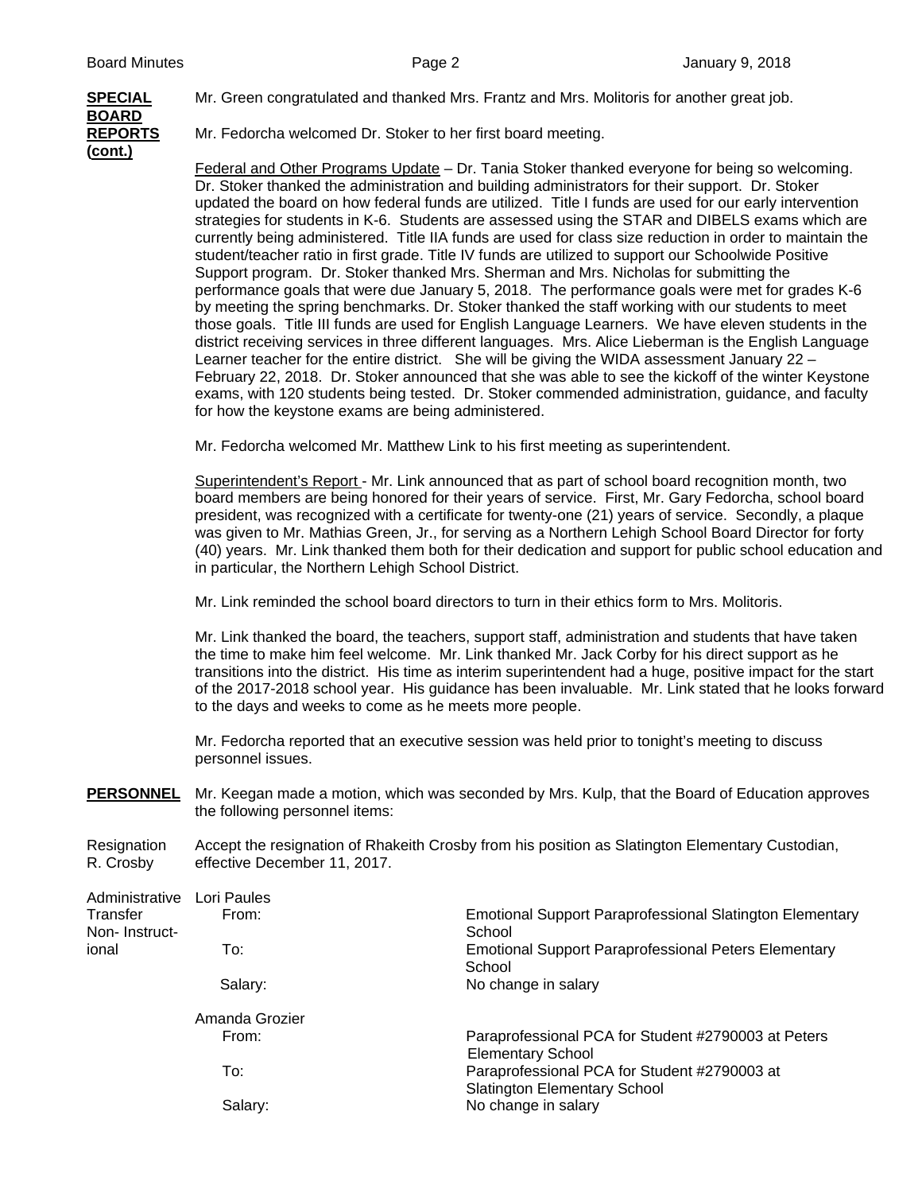**SPECIAL BOARD REPORTS (cont.)**

Mr. Green congratulated and thanked Mrs. Frantz and Mrs. Molitoris for another great job.

Mr. Fedorcha welcomed Dr. Stoker to her first board meeting.

Federal and Other Programs Update – Dr. Tania Stoker thanked everyone for being so welcoming. Dr. Stoker thanked the administration and building administrators for their support. Dr. Stoker updated the board on how federal funds are utilized. Title I funds are used for our early intervention strategies for students in K-6. Students are assessed using the STAR and DIBELS exams which are currently being administered. Title IIA funds are used for class size reduction in order to maintain the student/teacher ratio in first grade. Title IV funds are utilized to support our Schoolwide Positive Support program. Dr. Stoker thanked Mrs. Sherman and Mrs. Nicholas for submitting the performance goals that were due January 5, 2018. The performance goals were met for grades K-6 by meeting the spring benchmarks. Dr. Stoker thanked the staff working with our students to meet those goals. Title III funds are used for English Language Learners. We have eleven students in the district receiving services in three different languages. Mrs. Alice Lieberman is the English Language Learner teacher for the entire district. She will be giving the WIDA assessment January 22 – February 22, 2018. Dr. Stoker announced that she was able to see the kickoff of the winter Keystone exams, with 120 students being tested. Dr. Stoker commended administration, guidance, and faculty for how the keystone exams are being administered.

Mr. Fedorcha welcomed Mr. Matthew Link to his first meeting as superintendent.

Superintendent's Report - Mr. Link announced that as part of school board recognition month, two board members are being honored for their years of service. First, Mr. Gary Fedorcha, school board president, was recognized with a certificate for twenty-one (21) years of service. Secondly, a plaque was given to Mr. Mathias Green, Jr., for serving as a Northern Lehigh School Board Director for forty (40) years. Mr. Link thanked them both for their dedication and support for public school education and in particular, the Northern Lehigh School District.

Mr. Link reminded the school board directors to turn in their ethics form to Mrs. Molitoris.

Mr. Link thanked the board, the teachers, support staff, administration and students that have taken the time to make him feel welcome. Mr. Link thanked Mr. Jack Corby for his direct support as he transitions into the district. His time as interim superintendent had a huge, positive impact for the start of the 2017-2018 school year. His guidance has been invaluable. Mr. Link stated that he looks forward to the days and weeks to come as he meets more people.

Mr. Fedorcha reported that an executive session was held prior to tonight's meeting to discuss personnel issues.

**PERSONNEL**

Mr. Keegan made a motion, which was seconded by Mrs. Kulp, that the Board of Education approves the following personnel items:

Resignation R. Crosby

Accept the resignation of Rhakeith Crosby from his position as Slatington Elementary Custodian, effective December 11, 2017.

Administrative Transfer Non- Instructional

Lori Paules

| | |
|---|---|
| From: | Emotional Support Paraprofessional Slatington Elementary School |
| To: | Emotional Support Paraprofessional Peters Elementary School |
| Salary: | No change in salary |

Amanda Grozier

| | |
|---|---|
| From: | Paraprofessional PCA for Student #2790003 at Peters Elementary School |
| To: | Paraprofessional PCA for Student #2790003 at Slatington Elementary School |
| Salary: | No change in salary |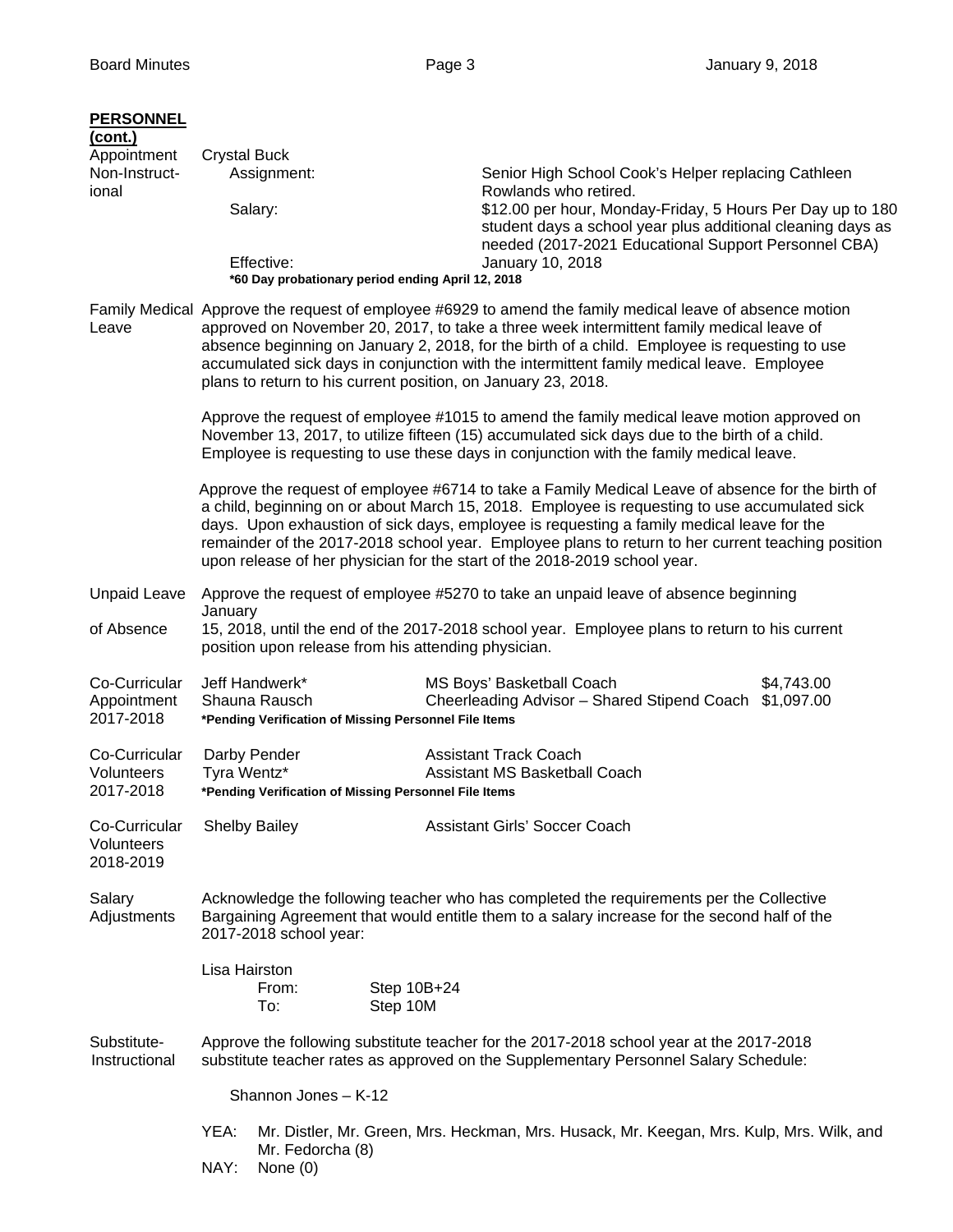**PERSONNEL (cont.)**

**Appointment Non-Instructional**

Crystal Buck

| | |
|---|---|
| Assignment: | Senior High School Cook's Helper replacing Cathleen Rowlands who retired. |
| Salary: | $12.00 per hour, Monday-Friday, 5 Hours Per Day up to 180 student days a school year plus additional cleaning days as needed (2017-2021 Educational Support Personnel CBA) |
| Effective: | January 10, 2018 |

**\*60 Day probationary period ending April 12, 2018**

**Family Medical Leave**

Approve the request of employee #6929 to amend the family medical leave of absence motion approved on November 20, 2017, to take a three week intermittent family medical leave of absence beginning on January 2, 2018, for the birth of a child. Employee is requesting to use accumulated sick days in conjunction with the intermittent family medical leave. Employee plans to return to his current position, on January 23, 2018.

Approve the request of employee #1015 to amend the family medical leave motion approved on November 13, 2017, to utilize fifteen (15) accumulated sick days due to the birth of a child. Employee is requesting to use these days in conjunction with the family medical leave.

Approve the request of employee #6714 to take a Family Medical Leave of absence for the birth of a child, beginning on or about March 15, 2018. Employee is requesting to use accumulated sick days. Upon exhaustion of sick days, employee is requesting a family medical leave for the remainder of the 2017-2018 school year. Employee plans to return to her current teaching position upon release of her physician for the start of the 2018-2019 school year.

**Unpaid Leave of Absence**

Approve the request of employee #5270 to take an unpaid leave of absence beginning January 15, 2018, until the end of the 2017-2018 school year. Employee plans to return to his current position upon release from his attending physician.

**Co-Curricular Appointment 2017-2018**

| | | |
|---|---|---|
| Jeff Handwerk* | MS Boys' Basketball Coach | $4,743.00 |
| Shauna Rausch | Cheerleading Advisor – Shared Stipend Coach | $1,097.00 |

**\*Pending Verification of Missing Personnel File Items**

**Co-Curricular Volunteers 2017-2018**

| | |
|---|---|
| Darby Pender | Assistant Track Coach |
| Tyra Wentz* | Assistant MS Basketball Coach |

**\*Pending Verification of Missing Personnel File Items**

**Co-Curricular Volunteers 2018-2019**

| | |
|---|---|
| Shelby Bailey | Assistant Girls' Soccer Coach |

**Salary Adjustments**

Acknowledge the following teacher who has completed the requirements per the Collective Bargaining Agreement that would entitle them to a salary increase for the second half of the 2017-2018 school year:

Lisa Hairston

| | |
|---|---|
| From: | Step 10B+24 |
| To: | Step 10M |

**Substitute-Instructional**

Approve the following substitute teacher for the 2017-2018 school year at the 2017-2018 substitute teacher rates as approved on the Supplementary Personnel Salary Schedule:

Shannon Jones – K-12

YEA: Mr. Distler, Mr. Green, Mrs. Heckman, Mrs. Husack, Mr. Keegan, Mrs. Kulp, Mrs. Wilk, and Mr. Fedorcha (8)

NAY: None (0)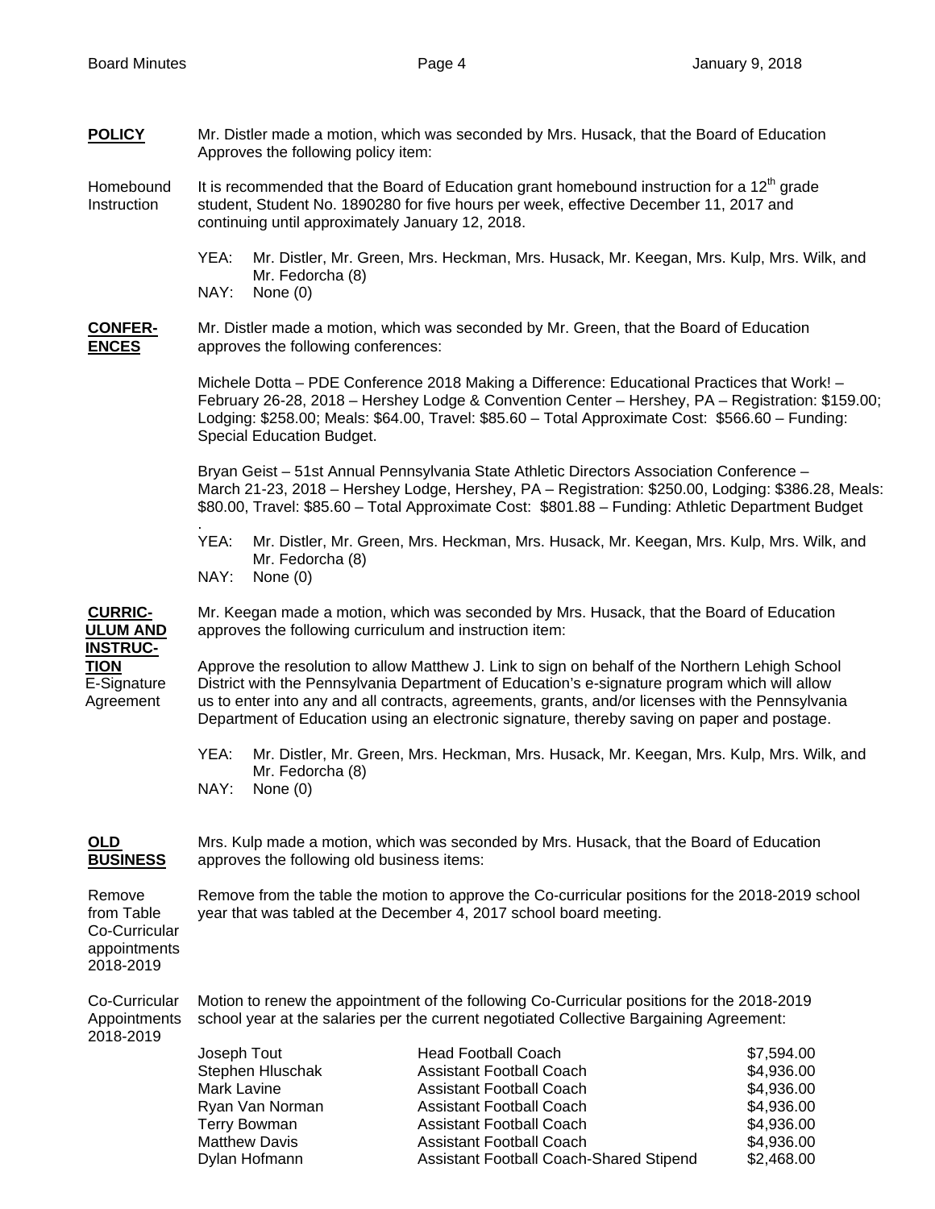**POLICY** Mr. Distler made a motion, which was seconded by Mrs. Husack, that the Board of Education Approves the following policy item:

Homebound Instruction — It is recommended that the Board of Education grant homebound instruction for a 12th grade student, Student No. 1890280 for five hours per week, effective December 11, 2017 and continuing until approximately January 12, 2018.

YEA: Mr. Distler, Mr. Green, Mrs. Heckman, Mrs. Husack, Mr. Keegan, Mrs. Kulp, Mrs. Wilk, and Mr. Fedorcha (8)
NAY: None (0)

**CONFERENCES** Mr. Distler made a motion, which was seconded by Mr. Green, that the Board of Education approves the following conferences:

Michele Dotta – PDE Conference 2018 Making a Difference: Educational Practices that Work! – February 26-28, 2018 – Hershey Lodge & Convention Center – Hershey, PA – Registration: $159.00; Lodging: $258.00; Meals: $64.00, Travel: $85.60 – Total Approximate Cost: $566.60 – Funding: Special Education Budget.

Bryan Geist – 51st Annual Pennsylvania State Athletic Directors Association Conference – March 21-23, 2018 – Hershey Lodge, Hershey, PA – Registration: $250.00, Lodging: $386.28, Meals: $80.00, Travel: $85.60 – Total Approximate Cost: $801.88 – Funding: Athletic Department Budget

.

YEA: Mr. Distler, Mr. Green, Mrs. Heckman, Mrs. Husack, Mr. Keegan, Mrs. Kulp, Mrs. Wilk, and Mr. Fedorcha (8)
NAY: None (0)

**CURRICULUM AND INSTRUCTION** Mr. Keegan made a motion, which was seconded by Mrs. Husack, that the Board of Education approves the following curriculum and instruction item:

E-Signature Agreement — Approve the resolution to allow Matthew J. Link to sign on behalf of the Northern Lehigh School District with the Pennsylvania Department of Education's e-signature program which will allow us to enter into any and all contracts, agreements, grants, and/or licenses with the Pennsylvania Department of Education using an electronic signature, thereby saving on paper and postage.

YEA: Mr. Distler, Mr. Green, Mrs. Heckman, Mrs. Husack, Mr. Keegan, Mrs. Kulp, Mrs. Wilk, and Mr. Fedorcha (8)
NAY: None (0)

**OLD BUSINESS** Mrs. Kulp made a motion, which was seconded by Mrs. Husack, that the Board of Education approves the following old business items:

Remove from Table Co-Curricular appointments 2018-2019 — Remove from the table the motion to approve the Co-curricular positions for the 2018-2019 school year that was tabled at the December 4, 2017 school board meeting.

Co-Curricular Appointments 2018-2019 — Motion to renew the appointment of the following Co-Curricular positions for the 2018-2019 school year at the salaries per the current negotiated Collective Bargaining Agreement:

| | | |
|---|---|---|
| Joseph Tout | Head Football Coach | $7,594.00 |
| Stephen Hluschak | Assistant Football Coach | $4,936.00 |
| Mark Lavine | Assistant Football Coach | $4,936.00 |
| Ryan Van Norman | Assistant Football Coach | $4,936.00 |
| Terry Bowman | Assistant Football Coach | $4,936.00 |
| Matthew Davis | Assistant Football Coach | $4,936.00 |
| Dylan Hofmann | Assistant Football Coach-Shared Stipend | $2,468.00 |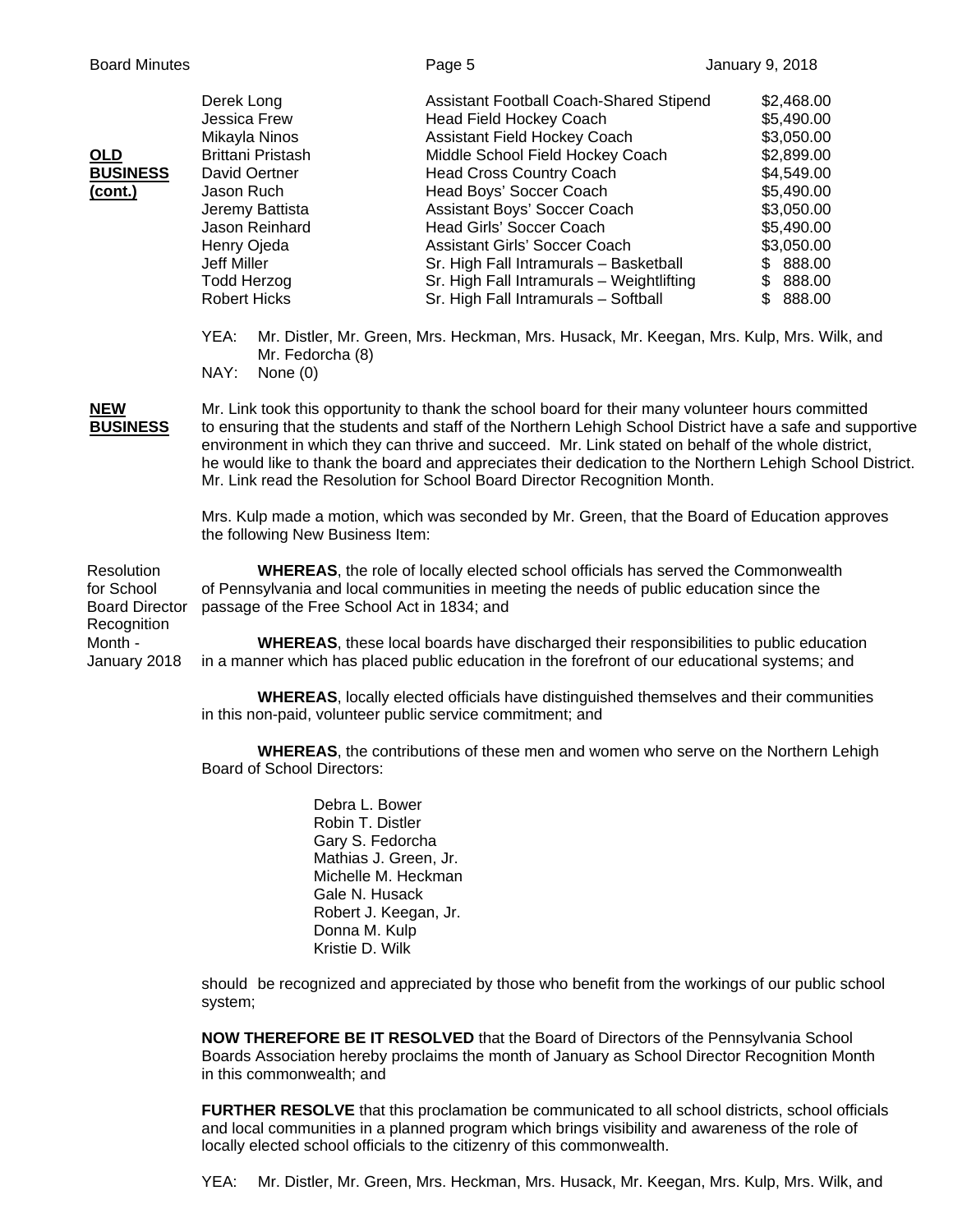**OLD BUSINESS (cont.)**

| | | |
|---|---|---|
| Derek Long | Assistant Football Coach-Shared Stipend | $2,468.00 |
| Jessica Frew | Head Field Hockey Coach | $5,490.00 |
| Mikayla Ninos | Assistant Field Hockey Coach | $3,050.00 |
| Brittani Pristash | Middle School Field Hockey Coach | $2,899.00 |
| David Oertner | Head Cross Country Coach | $4,549.00 |
| Jason Ruch | Head Boys' Soccer Coach | $5,490.00 |
| Jeremy Battista | Assistant Boys' Soccer Coach | $3,050.00 |
| Jason Reinhard | Head Girls' Soccer Coach | $5,490.00 |
| Henry Ojeda | Assistant Girls' Soccer Coach | $3,050.00 |
| Jeff Miller | Sr. High Fall Intramurals – Basketball | $ 888.00 |
| Todd Herzog | Sr. High Fall Intramurals – Weightlifting | $ 888.00 |
| Robert Hicks | Sr. High Fall Intramurals – Softball | $ 888.00 |

YEA: Mr. Distler, Mr. Green, Mrs. Heckman, Mrs. Husack, Mr. Keegan, Mrs. Kulp, Mrs. Wilk, and Mr. Fedorcha (8)
NAY: None (0)

**NEW BUSINESS**

Mr. Link took this opportunity to thank the school board for their many volunteer hours committed to ensuring that the students and staff of the Northern Lehigh School District have a safe and supportive environment in which they can thrive and succeed. Mr. Link stated on behalf of the whole district, he would like to thank the board and appreciates their dedication to the Northern Lehigh School District. Mr. Link read the Resolution for School Board Director Recognition Month.

Mrs. Kulp made a motion, which was seconded by Mr. Green, that the Board of Education approves the following New Business Item:

Resolution for School Board Director Recognition Month - January 2018

**WHEREAS**, the role of locally elected school officials has served the Commonwealth of Pennsylvania and local communities in meeting the needs of public education since the passage of the Free School Act in 1834; and

**WHEREAS**, these local boards have discharged their responsibilities to public education in a manner which has placed public education in the forefront of our educational systems; and

**WHEREAS**, locally elected officials have distinguished themselves and their communities in this non-paid, volunteer public service commitment; and

**WHEREAS**, the contributions of these men and women who serve on the Northern Lehigh Board of School Directors:

Debra L. Bower
Robin T. Distler
Gary S. Fedorcha
Mathias J. Green, Jr.
Michelle M. Heckman
Gale N. Husack
Robert J. Keegan, Jr.
Donna M. Kulp
Kristie D. Wilk

should be recognized and appreciated by those who benefit from the workings of our public school system;

**NOW THEREFORE BE IT RESOLVED** that the Board of Directors of the Pennsylvania School Boards Association hereby proclaims the month of January as School Director Recognition Month in this commonwealth; and

**FURTHER RESOLVE** that this proclamation be communicated to all school districts, school officials and local communities in a planned program which brings visibility and awareness of the role of locally elected school officials to the citizenry of this commonwealth.

YEA: Mr. Distler, Mr. Green, Mrs. Heckman, Mrs. Husack, Mr. Keegan, Mrs. Kulp, Mrs. Wilk, and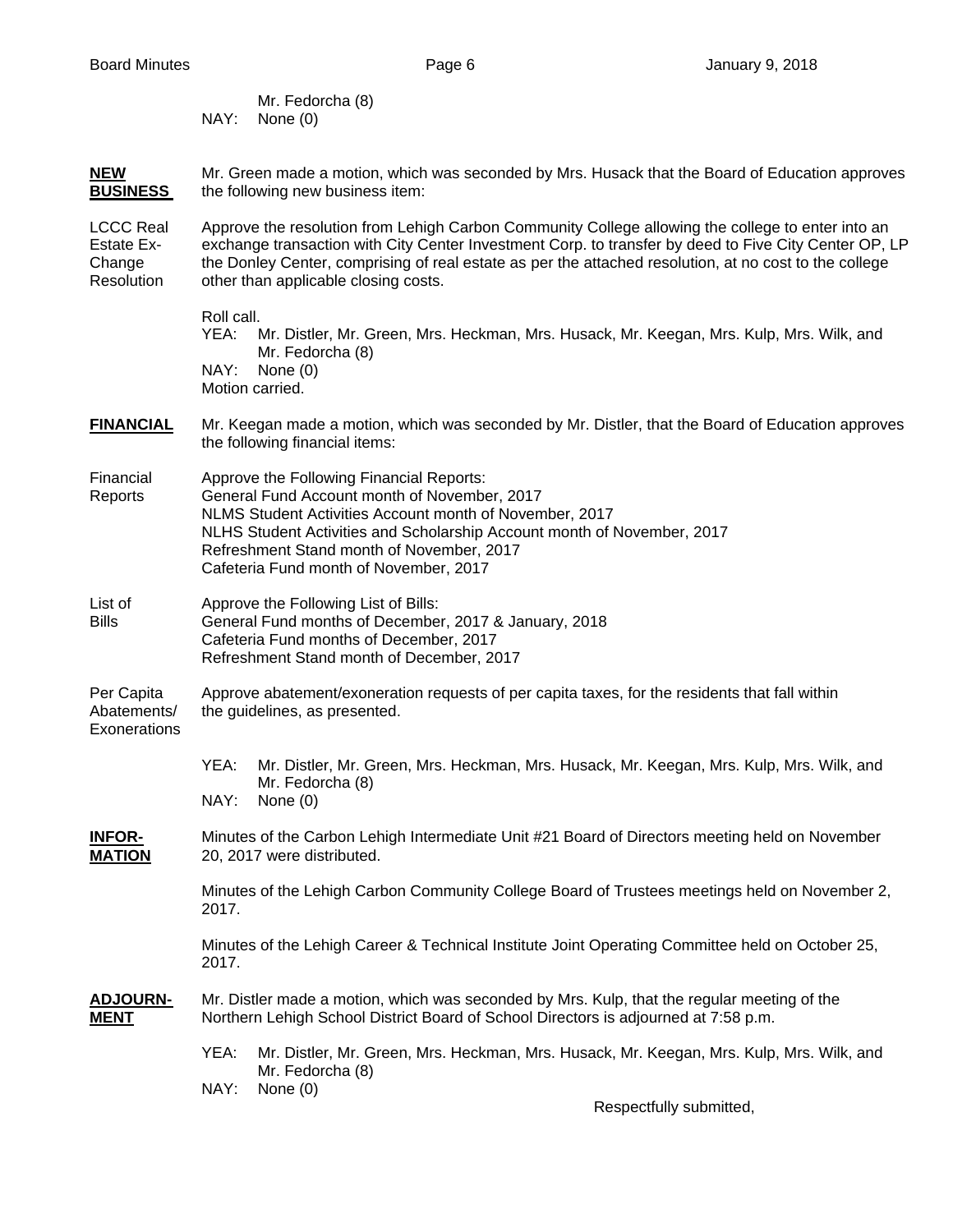Mr. Fedorcha (8)
NAY: None (0)

**NEW BUSINESS**

Mr. Green made a motion, which was seconded by Mrs. Husack that the Board of Education approves the following new business item:

LCCC Real Estate Ex-Change Resolution

Approve the resolution from Lehigh Carbon Community College allowing the college to enter into an exchange transaction with City Center Investment Corp. to transfer by deed to Five City Center OP, LP the Donley Center, comprising of real estate as per the attached resolution, at no cost to the college other than applicable closing costs.

Roll call.
YEA: Mr. Distler, Mr. Green, Mrs. Heckman, Mrs. Husack, Mr. Keegan, Mrs. Kulp, Mrs. Wilk, and Mr. Fedorcha (8)
NAY: None (0)
Motion carried.

**FINANCIAL**

Mr. Keegan made a motion, which was seconded by Mr. Distler, that the Board of Education approves the following financial items:

Financial Reports

Approve the Following Financial Reports:
General Fund Account month of November, 2017
NLMS Student Activities Account month of November, 2017
NLHS Student Activities and Scholarship Account month of November, 2017
Refreshment Stand month of November, 2017
Cafeteria Fund month of November, 2017

List of Bills

Approve the Following List of Bills:
General Fund months of December, 2017 & January, 2018
Cafeteria Fund months of December, 2017
Refreshment Stand month of December, 2017

Per Capita Abatements/ Exonerations

Approve abatement/exoneration requests of per capita taxes, for the residents that fall within the guidelines, as presented.

YEA: Mr. Distler, Mr. Green, Mrs. Heckman, Mrs. Husack, Mr. Keegan, Mrs. Kulp, Mrs. Wilk, and Mr. Fedorcha (8)
NAY: None (0)

**INFOR-MATION**

Minutes of the Carbon Lehigh Intermediate Unit #21 Board of Directors meeting held on November 20, 2017 were distributed.

Minutes of the Lehigh Carbon Community College Board of Trustees meetings held on November 2, 2017.

Minutes of the Lehigh Career & Technical Institute Joint Operating Committee held on October 25, 2017.

**ADJOURN-MENT**

Mr. Distler made a motion, which was seconded by Mrs. Kulp, that the regular meeting of the Northern Lehigh School District Board of School Directors is adjourned at 7:58 p.m.

YEA: Mr. Distler, Mr. Green, Mrs. Heckman, Mrs. Husack, Mr. Keegan, Mrs. Kulp, Mrs. Wilk, and Mr. Fedorcha (8)
NAY: None (0)

Respectfully submitted,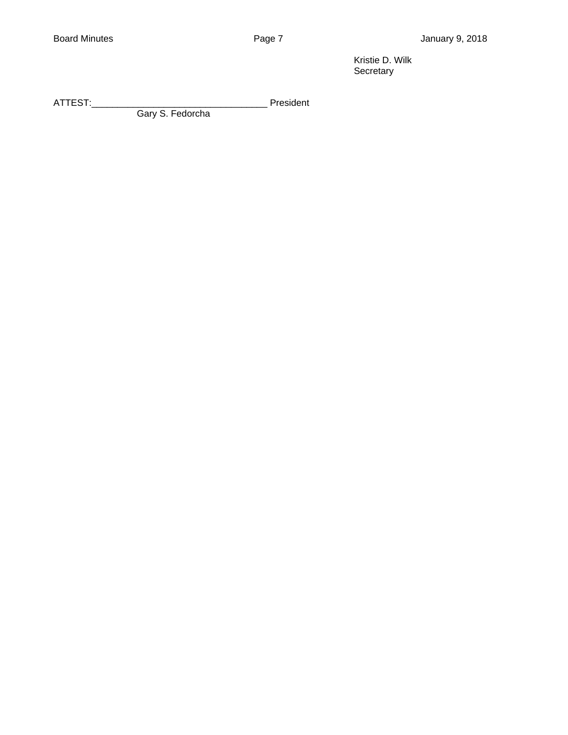Kristie D. Wilk
Secretary

ATTEST:__________________________________ President
Gary S. Fedorcha